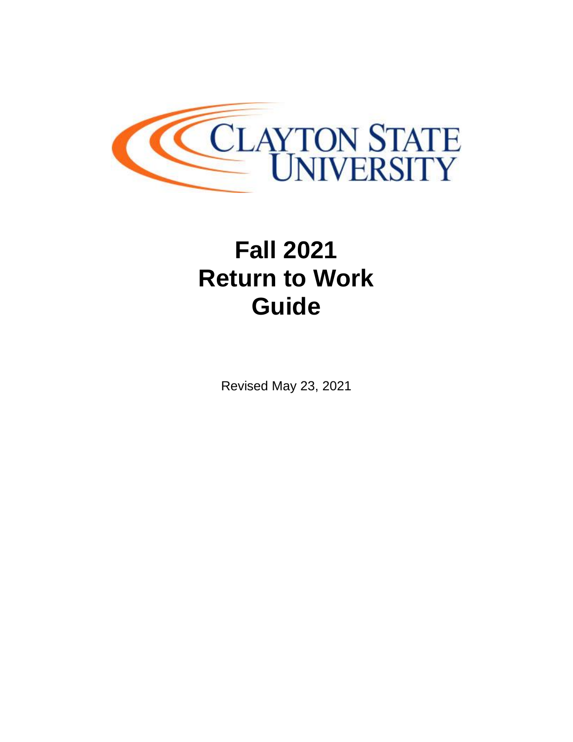CLAYTON STATE UNIVERSITY

# Fall 2021 Return to Work Guide

Revised May 23, 2021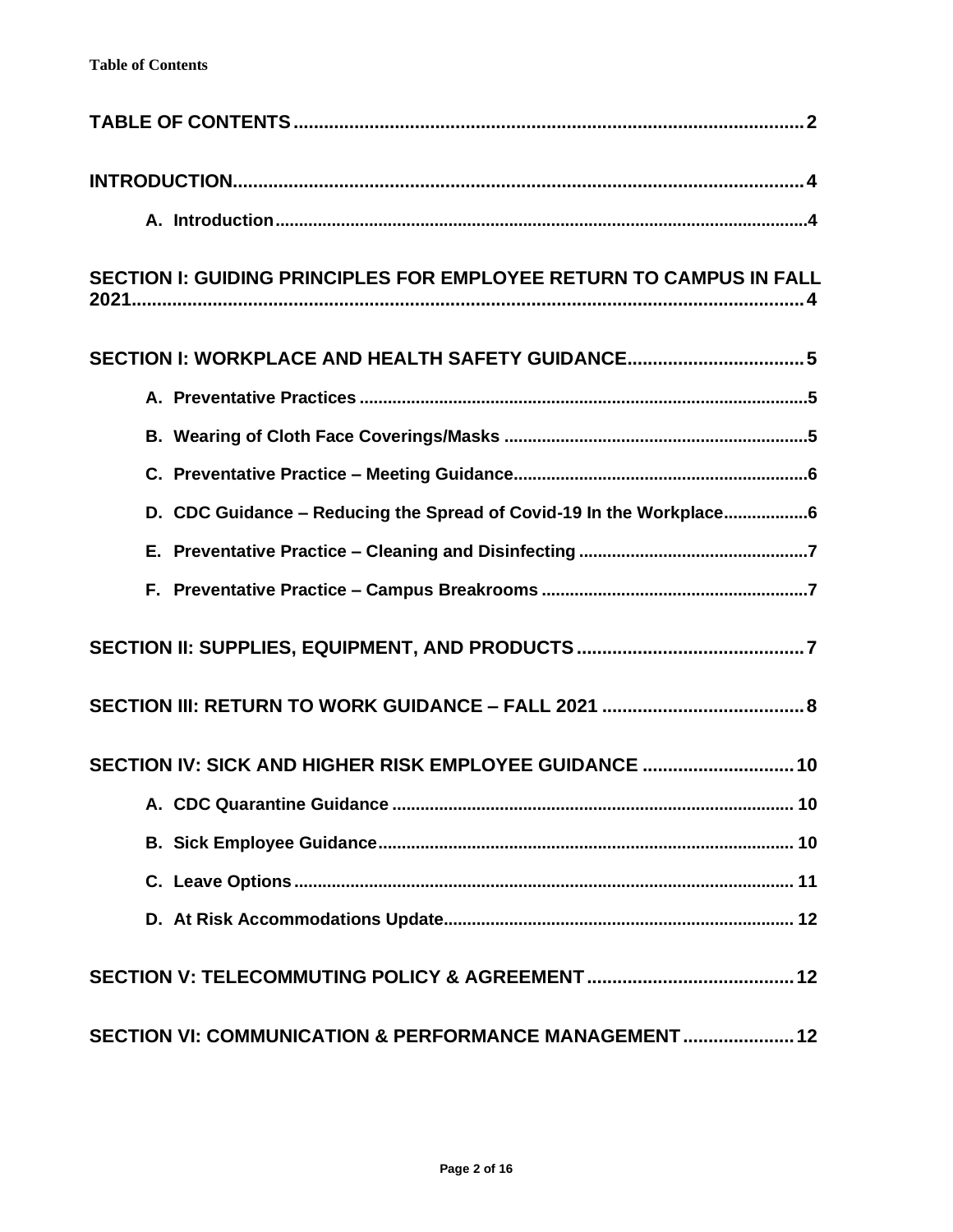**Table of Contents**

**TABLE OF CONTENTS** .......... 2

**INTRODUCTION** .......... 4

- **A. Introduction** .......... 4

**SECTION I: GUIDING PRINCIPLES FOR EMPLOYEE RETURN TO CAMPUS IN FALL 2021** .......... 4

**SECTION I: WORKPLACE AND HEALTH SAFETY GUIDANCE** .......... 5

- **A. Preventative Practices** .......... 5
- **B. Wearing of Cloth Face Coverings/Masks** .......... 5
- **C. Preventative Practice – Meeting Guidance** .......... 6
- **D. CDC Guidance – Reducing the Spread of Covid-19 In the Workplace** .......... 6
- **E. Preventative Practice – Cleaning and Disinfecting** .......... 7
- **F. Preventative Practice – Campus Breakrooms** .......... 7

**SECTION II: SUPPLIES, EQUIPMENT, AND PRODUCTS** .......... 7

**SECTION III: RETURN TO WORK GUIDANCE – FALL 2021** .......... 8

**SECTION IV: SICK AND HIGHER RISK EMPLOYEE GUIDANCE** .......... 10

- **A. CDC Quarantine Guidance** .......... 10
- **B. Sick Employee Guidance** .......... 10
- **C. Leave Options** .......... 11
- **D. At Risk Accommodations Update** .......... 12

**SECTION V: TELECOMMUTING POLICY & AGREEMENT** .......... 12

**SECTION VI: COMMUNICATION & PERFORMANCE MANAGEMENT** .......... 12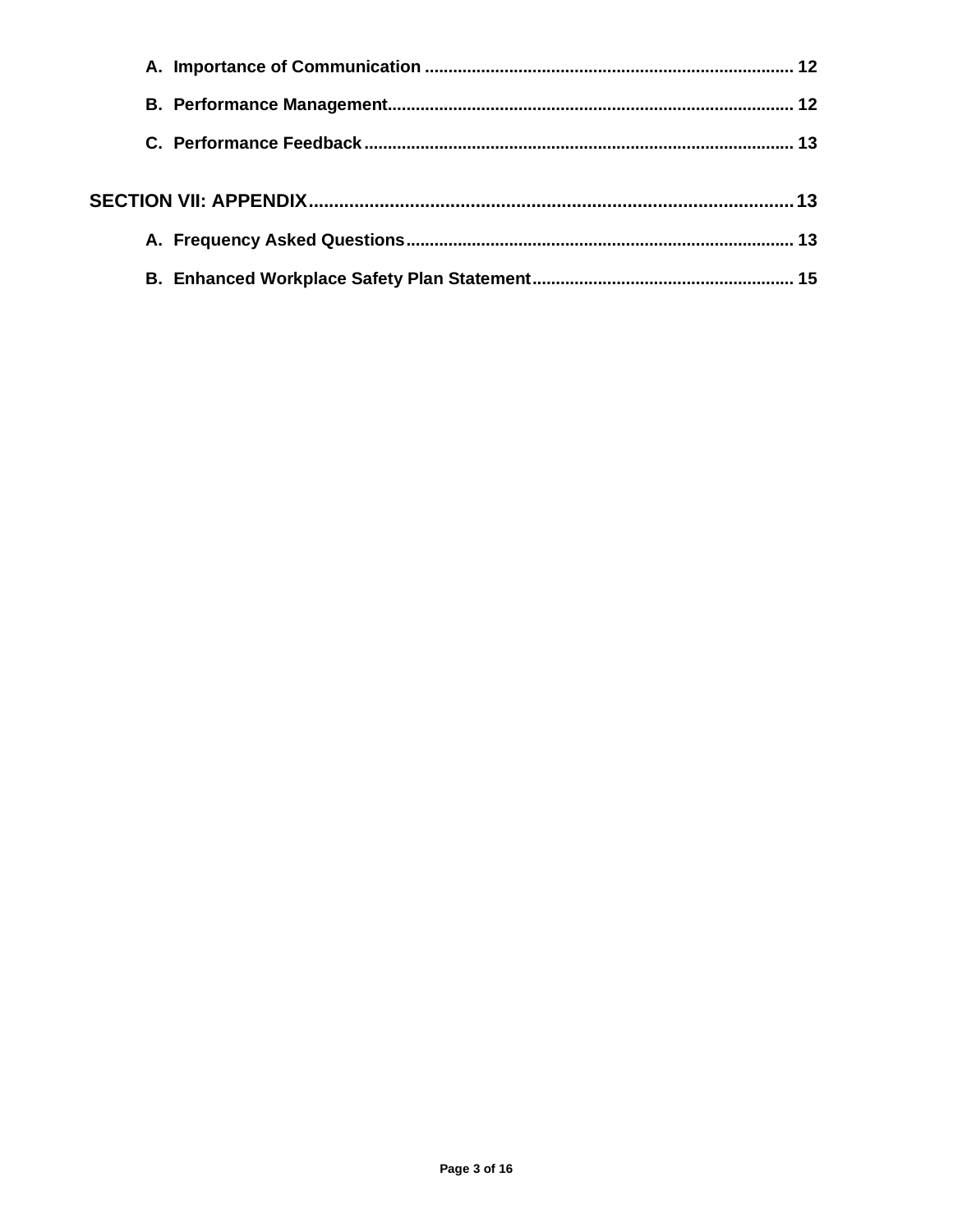A. Importance of Communication ............................................................................. 12

B. Performance Management..................................................................................... 12

C. Performance Feedback ........................................................................................... 13

**SECTION VII: APPENDIX ................................................................................................. 13**

A. Frequency Asked Questions ................................................................................. 13

B. Enhanced Workplace Safety Plan Statement ....................................................... 15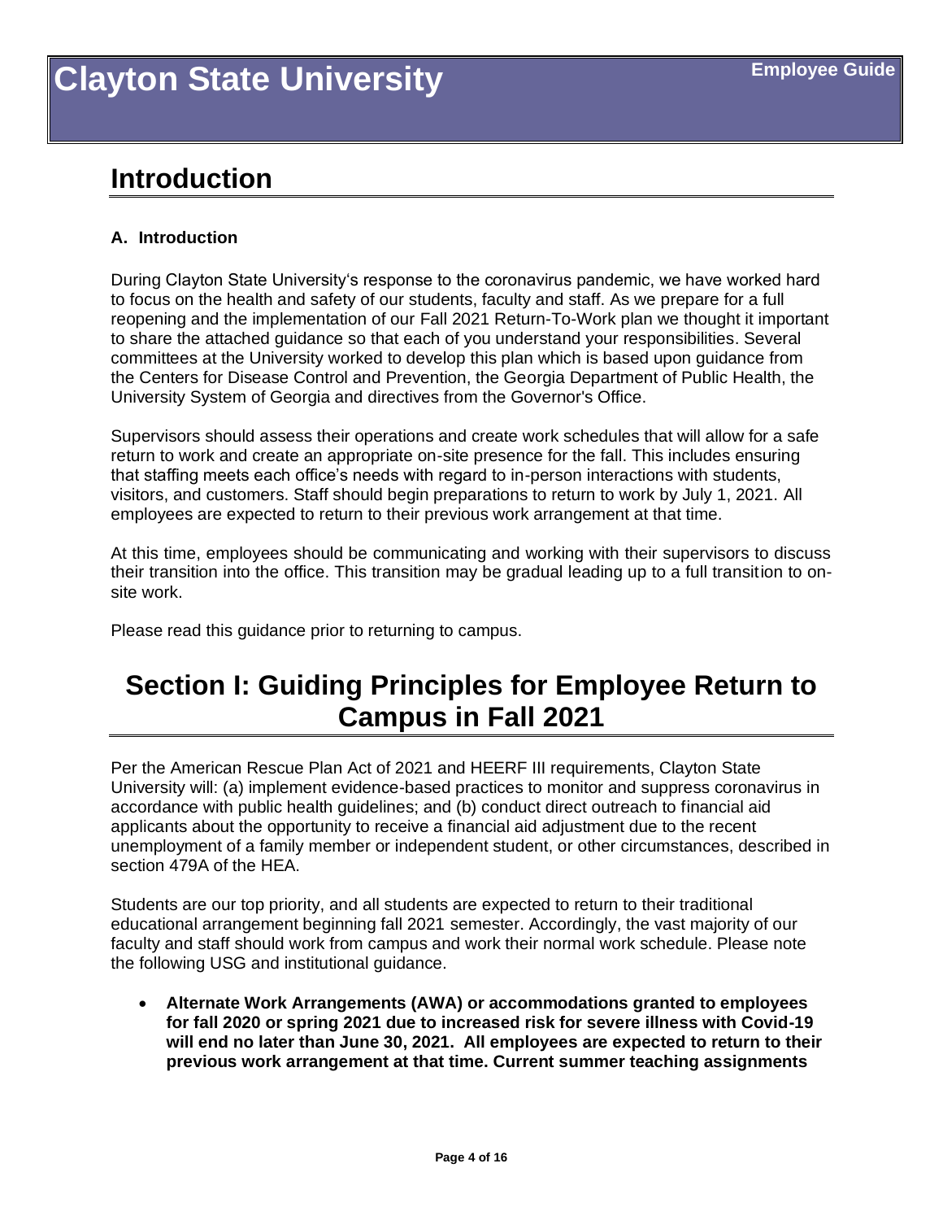## Introduction

### A. Introduction

During Clayton State University's response to the coronavirus pandemic, we have worked hard to focus on the health and safety of our students, faculty and staff. As we prepare for a full reopening and the implementation of our Fall 2021 Return-To-Work plan we thought it important to share the attached guidance so that each of you understand your responsibilities. Several committees at the University worked to develop this plan which is based upon guidance from the Centers for Disease Control and Prevention, the Georgia Department of Public Health, the University System of Georgia and directives from the Governor's Office.

Supervisors should assess their operations and create work schedules that will allow for a safe return to work and create an appropriate on-site presence for the fall. This includes ensuring that staffing meets each office's needs with regard to in-person interactions with students, visitors, and customers. Staff should begin preparations to return to work by July 1, 2021. All employees are expected to return to their previous work arrangement at that time.

At this time, employees should be communicating and working with their supervisors to discuss their transition into the office. This transition may be gradual leading up to a full transition to on-site work.

Please read this guidance prior to returning to campus.

## Section I: Guiding Principles for Employee Return to Campus in Fall 2021

Per the American Rescue Plan Act of 2021 and HEERF III requirements, Clayton State University will: (a) implement evidence-based practices to monitor and suppress coronavirus in accordance with public health guidelines; and (b) conduct direct outreach to financial aid applicants about the opportunity to receive a financial aid adjustment due to the recent unemployment of a family member or independent student, or other circumstances, described in section 479A of the HEA.

Students are our top priority, and all students are expected to return to their traditional educational arrangement beginning fall 2021 semester. Accordingly, the vast majority of our faculty and staff should work from campus and work their normal work schedule. Please note the following USG and institutional guidance.

- **Alternate Work Arrangements (AWA) or accommodations granted to employees for fall 2020 or spring 2021 due to increased risk for severe illness with Covid-19 will end no later than June 30, 2021. All employees are expected to return to their previous work arrangement at that time. Current summer teaching assignments**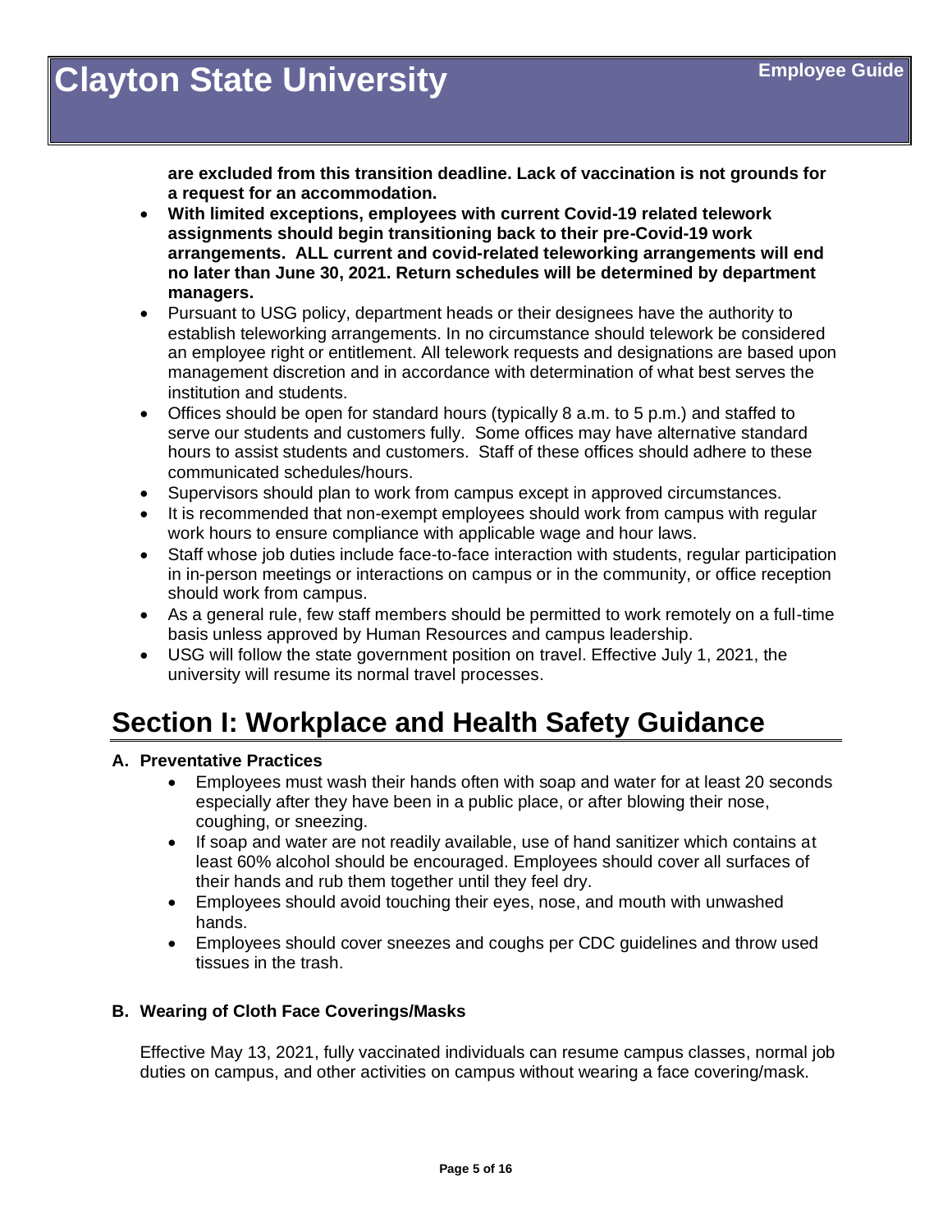**are excluded from this transition deadline. Lack of vaccination is not grounds for a request for an accommodation.**

- **With limited exceptions, employees with current Covid-19 related telework assignments should begin transitioning back to their pre-Covid-19 work arrangements. ALL current and covid-related teleworking arrangements will end no later than June 30, 2021. Return schedules will be determined by department managers.**
- Pursuant to USG policy, department heads or their designees have the authority to establish teleworking arrangements. In no circumstance should telework be considered an employee right or entitlement. All telework requests and designations are based upon management discretion and in accordance with determination of what best serves the institution and students.
- Offices should be open for standard hours (typically 8 a.m. to 5 p.m.) and staffed to serve our students and customers fully. Some offices may have alternative standard hours to assist students and customers. Staff of these offices should adhere to these communicated schedules/hours.
- Supervisors should plan to work from campus except in approved circumstances.
- It is recommended that non-exempt employees should work from campus with regular work hours to ensure compliance with applicable wage and hour laws.
- Staff whose job duties include face-to-face interaction with students, regular participation in in-person meetings or interactions on campus or in the community, or office reception should work from campus.
- As a general rule, few staff members should be permitted to work remotely on a full-time basis unless approved by Human Resources and campus leadership.
- USG will follow the state government position on travel. Effective July 1, 2021, the university will resume its normal travel processes.

# Section I: Workplace and Health Safety Guidance

### A. Preventative Practices

- Employees must wash their hands often with soap and water for at least 20 seconds especially after they have been in a public place, or after blowing their nose, coughing, or sneezing.
- If soap and water are not readily available, use of hand sanitizer which contains at least 60% alcohol should be encouraged. Employees should cover all surfaces of their hands and rub them together until they feel dry.
- Employees should avoid touching their eyes, nose, and mouth with unwashed hands.
- Employees should cover sneezes and coughs per CDC guidelines and throw used tissues in the trash.

### B. Wearing of Cloth Face Coverings/Masks

Effective May 13, 2021, fully vaccinated individuals can resume campus classes, normal job duties on campus, and other activities on campus without wearing a face covering/mask.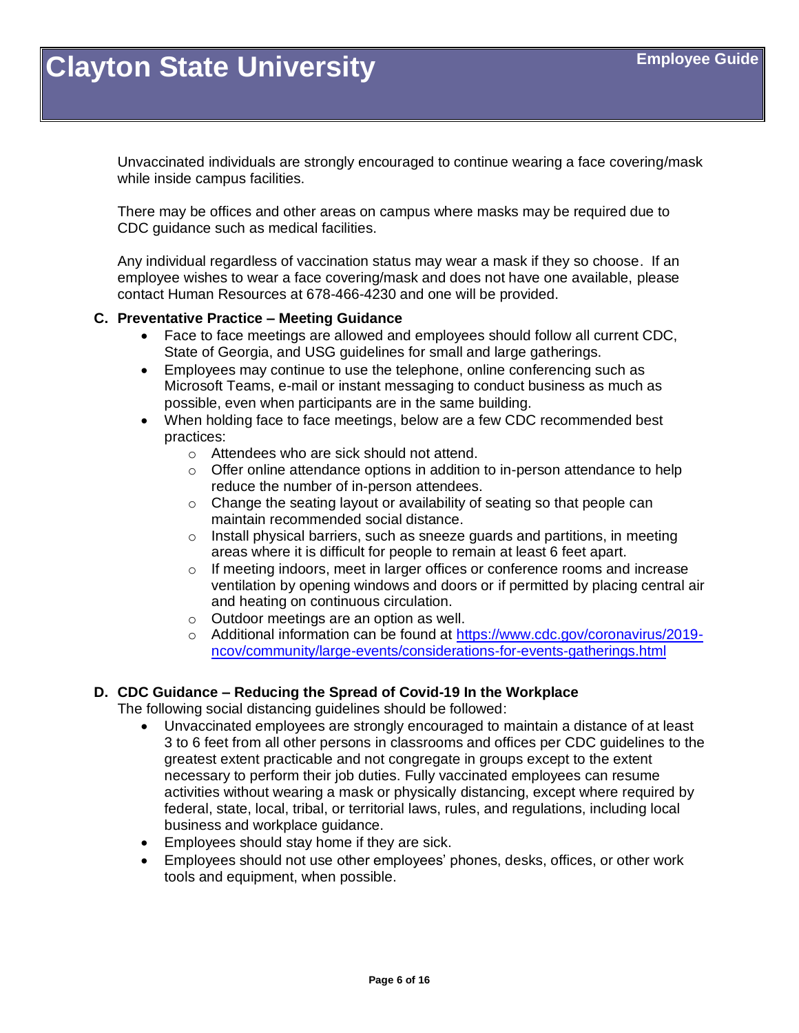Unvaccinated individuals are strongly encouraged to continue wearing a face covering/mask while inside campus facilities.

There may be offices and other areas on campus where masks may be required due to CDC guidance such as medical facilities.

Any individual regardless of vaccination status may wear a mask if they so choose. If an employee wishes to wear a face covering/mask and does not have one available, please contact Human Resources at 678-466-4230 and one will be provided.

**C. Preventative Practice – Meeting Guidance**

- Face to face meetings are allowed and employees should follow all current CDC, State of Georgia, and USG guidelines for small and large gatherings.
- Employees may continue to use the telephone, online conferencing such as Microsoft Teams, e-mail or instant messaging to conduct business as much as possible, even when participants are in the same building.
- When holding face to face meetings, below are a few CDC recommended best practices:
  - Attendees who are sick should not attend.
  - Offer online attendance options in addition to in-person attendance to help reduce the number of in-person attendees.
  - Change the seating layout or availability of seating so that people can maintain recommended social distance.
  - Install physical barriers, such as sneeze guards and partitions, in meeting areas where it is difficult for people to remain at least 6 feet apart.
  - If meeting indoors, meet in larger offices or conference rooms and increase ventilation by opening windows and doors or if permitted by placing central air and heating on continuous circulation.
  - Outdoor meetings are an option as well.
  - Additional information can be found at [https://www.cdc.gov/coronavirus/2019-ncov/community/large-events/considerations-for-events-gatherings.html](https://www.cdc.gov/coronavirus/2019-ncov/community/large-events/considerations-for-events-gatherings.html)

**D. CDC Guidance – Reducing the Spread of Covid-19 In the Workplace**

The following social distancing guidelines should be followed:

- Unvaccinated employees are strongly encouraged to maintain a distance of at least 3 to 6 feet from all other persons in classrooms and offices per CDC guidelines to the greatest extent practicable and not congregate in groups except to the extent necessary to perform their job duties. Fully vaccinated employees can resume activities without wearing a mask or physically distancing, except where required by federal, state, local, tribal, or territorial laws, rules, and regulations, including local business and workplace guidance.
- Employees should stay home if they are sick.
- Employees should not use other employees' phones, desks, offices, or other work tools and equipment, when possible.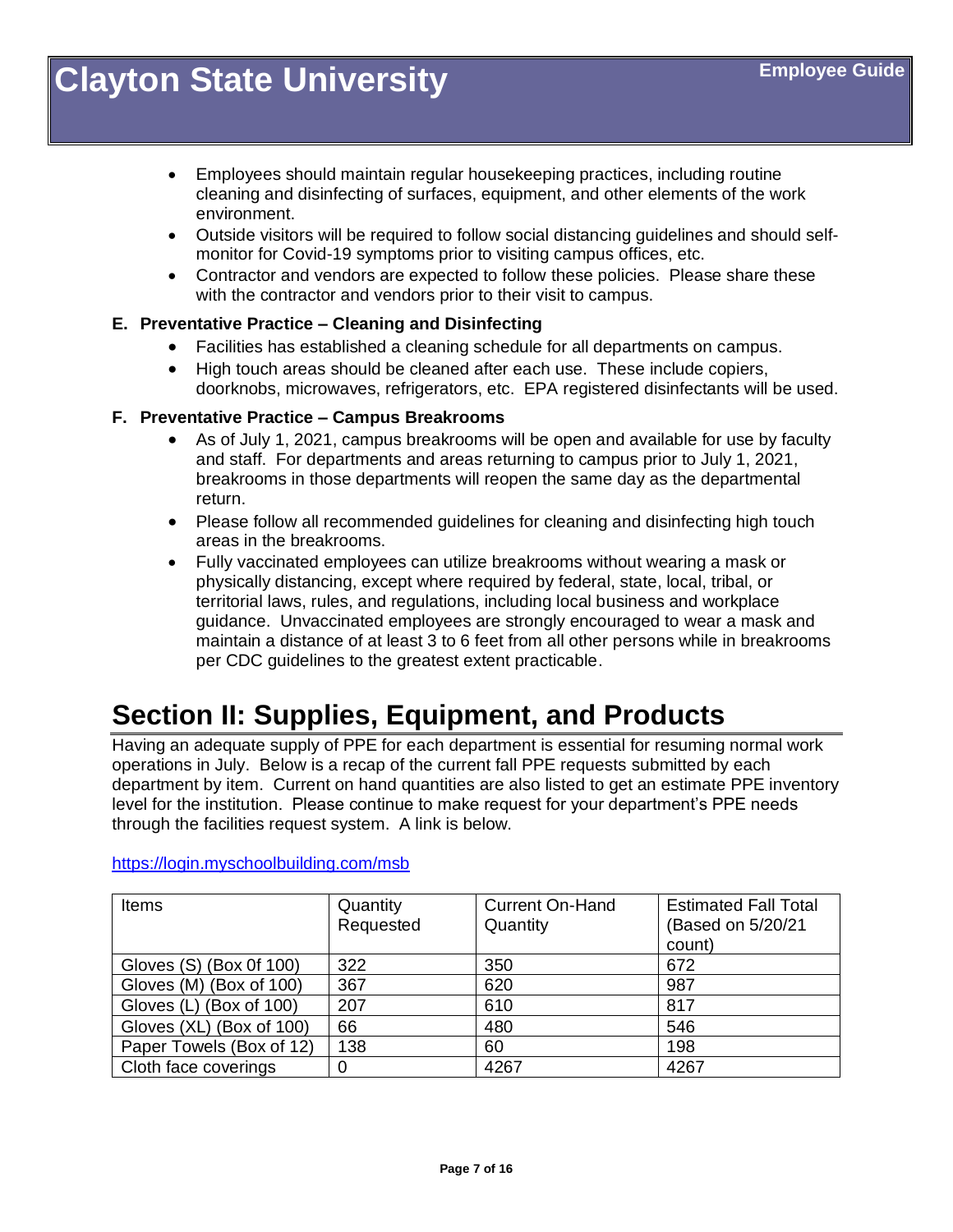- Employees should maintain regular housekeeping practices, including routine cleaning and disinfecting of surfaces, equipment, and other elements of the work environment.
- Outside visitors will be required to follow social distancing guidelines and should self-monitor for Covid-19 symptoms prior to visiting campus offices, etc.
- Contractor and vendors are expected to follow these policies. Please share these with the contractor and vendors prior to their visit to campus.

### E. Preventative Practice – Cleaning and Disinfecting

- Facilities has established a cleaning schedule for all departments on campus.
- High touch areas should be cleaned after each use. These include copiers, doorknobs, microwaves, refrigerators, etc. EPA registered disinfectants will be used.

### F. Preventative Practice – Campus Breakrooms

- As of July 1, 2021, campus breakrooms will be open and available for use by faculty and staff. For departments and areas returning to campus prior to July 1, 2021, breakrooms in those departments will reopen the same day as the departmental return.
- Please follow all recommended guidelines for cleaning and disinfecting high touch areas in the breakrooms.
- Fully vaccinated employees can utilize breakrooms without wearing a mask or physically distancing, except where required by federal, state, local, tribal, or territorial laws, rules, and regulations, including local business and workplace guidance. Unvaccinated employees are strongly encouraged to wear a mask and maintain a distance of at least 3 to 6 feet from all other persons while in breakrooms per CDC guidelines to the greatest extent practicable.

## Section II: Supplies, Equipment, and Products

Having an adequate supply of PPE for each department is essential for resuming normal work operations in July. Below is a recap of the current fall PPE requests submitted by each department by item. Current on hand quantities are also listed to get an estimate PPE inventory level for the institution. Please continue to make request for your department's PPE needs through the facilities request system. A link is below.

https://login.myschoolbuilding.com/msb

| Items | Quantity Requested | Current On-Hand Quantity | Estimated Fall Total (Based on 5/20/21 count) |
|---|---|---|---|
| Gloves (S) (Box 0f 100) | 322 | 350 | 672 |
| Gloves (M) (Box of 100) | 367 | 620 | 987 |
| Gloves (L) (Box of 100) | 207 | 610 | 817 |
| Gloves (XL) (Box of 100) | 66 | 480 | 546 |
| Paper Towels (Box of 12) | 138 | 60 | 198 |
| Cloth face coverings | 0 | 4267 | 4267 |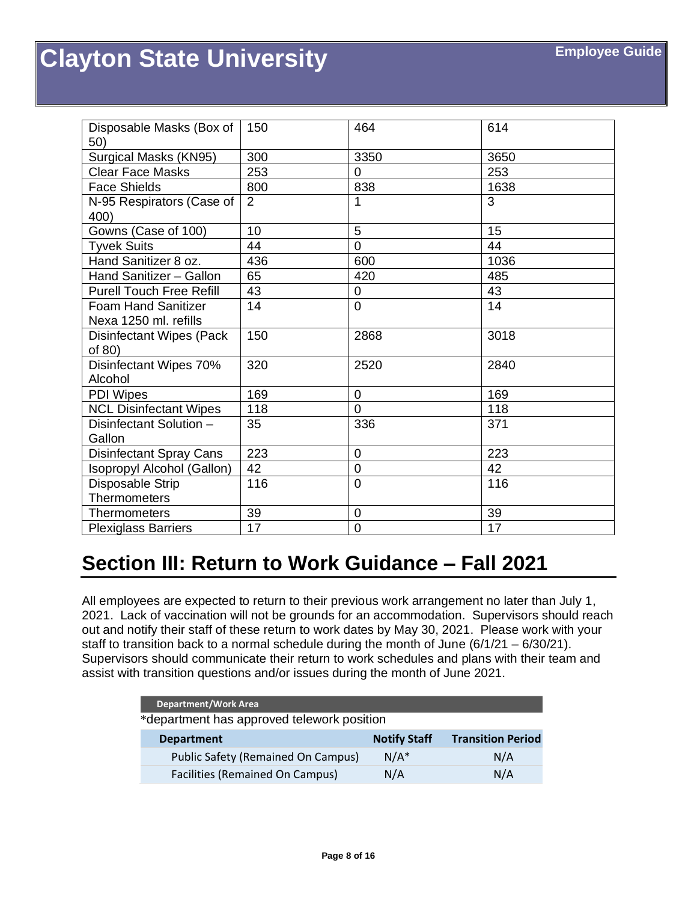| Disposable Masks (Box of 50) | 150 | 464 | 614 |
|---|---|---|---|
| Surgical Masks (KN95) | 300 | 3350 | 3650 |
| Clear Face Masks | 253 | 0 | 253 |
| Face Shields | 800 | 838 | 1638 |
| N-95 Respirators (Case of 400) | 2 | 1 | 3 |
| Gowns (Case of 100) | 10 | 5 | 15 |
| Tyvek Suits | 44 | 0 | 44 |
| Hand Sanitizer 8 oz. | 436 | 600 | 1036 |
| Hand Sanitizer – Gallon | 65 | 420 | 485 |
| Purell Touch Free Refill | 43 | 0 | 43 |
| Foam Hand Sanitizer Nexa 1250 ml. refills | 14 | 0 | 14 |
| Disinfectant Wipes (Pack of 80) | 150 | 2868 | 3018 |
| Disinfectant Wipes 70% Alcohol | 320 | 2520 | 2840 |
| PDI Wipes | 169 | 0 | 169 |
| NCL Disinfectant Wipes | 118 | 0 | 118 |
| Disinfectant Solution – Gallon | 35 | 336 | 371 |
| Disinfectant Spray Cans | 223 | 0 | 223 |
| Isopropyl Alcohol (Gallon) | 42 | 0 | 42 |
| Disposable Strip Thermometers | 116 | 0 | 116 |
| Thermometers | 39 | 0 | 39 |
| Plexiglass Barriers | 17 | 0 | 17 |

## Section III: Return to Work Guidance – Fall 2021

All employees are expected to return to their previous work arrangement no later than July 1, 2021. Lack of vaccination will not be grounds for an accommodation. Supervisors should reach out and notify their staff of these return to work dates by May 30, 2021. Please work with your staff to transition back to a normal schedule during the month of June (6/1/21 – 6/30/21). Supervisors should communicate their return to work schedules and plans with their team and assist with transition questions and/or issues during the month of June 2021.

**Department/Work Area**

*department has approved telework position

| Department | Notify Staff | Transition Period |
|---|---|---|
| Public Safety (Remained On Campus) | N/A* | N/A |
| Facilities (Remained On Campus) | N/A | N/A |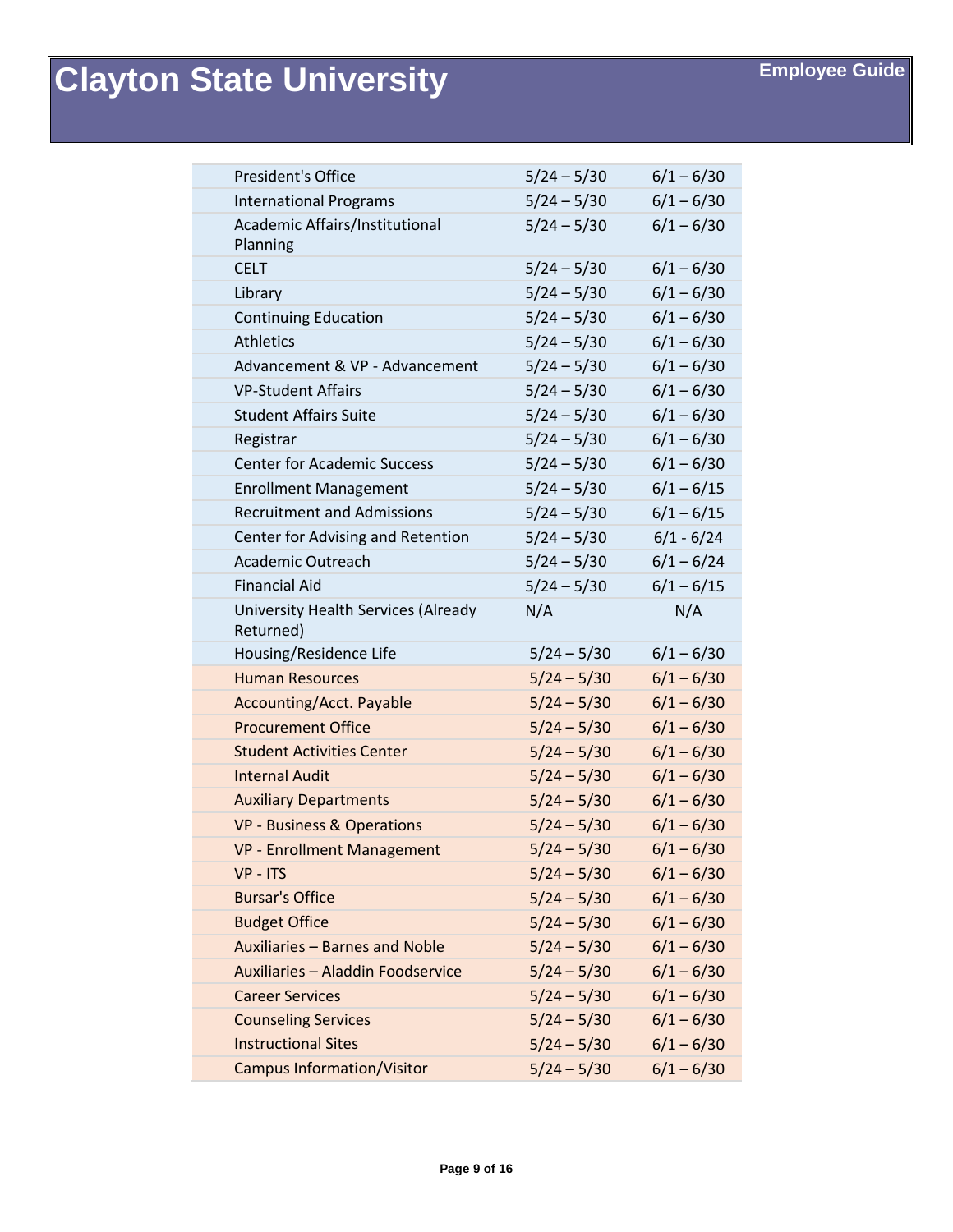| | | |
|---|---|---|
| President's Office | 5/24 – 5/30 | 6/1 – 6/30 |
| International Programs | 5/24 – 5/30 | 6/1 – 6/30 |
| Academic Affairs/Institutional Planning | 5/24 – 5/30 | 6/1 – 6/30 |
| CELT | 5/24 – 5/30 | 6/1 – 6/30 |
| Library | 5/24 – 5/30 | 6/1 – 6/30 |
| Continuing Education | 5/24 – 5/30 | 6/1 – 6/30 |
| Athletics | 5/24 – 5/30 | 6/1 – 6/30 |
| Advancement & VP - Advancement | 5/24 – 5/30 | 6/1 – 6/30 |
| VP-Student Affairs | 5/24 – 5/30 | 6/1 – 6/30 |
| Student Affairs Suite | 5/24 – 5/30 | 6/1 – 6/30 |
| Registrar | 5/24 – 5/30 | 6/1 – 6/30 |
| Center for Academic Success | 5/24 – 5/30 | 6/1 – 6/30 |
| Enrollment Management | 5/24 – 5/30 | 6/1 – 6/15 |
| Recruitment and Admissions | 5/24 – 5/30 | 6/1 – 6/15 |
| Center for Advising and Retention | 5/24 – 5/30 | 6/1 - 6/24 |
| Academic Outreach | 5/24 – 5/30 | 6/1 – 6/24 |
| Financial Aid | 5/24 – 5/30 | 6/1 – 6/15 |
| University Health Services (Already Returned) | N/A | N/A |
| Housing/Residence Life | 5/24 – 5/30 | 6/1 – 6/30 |
| Human Resources | 5/24 – 5/30 | 6/1 – 6/30 |
| Accounting/Acct. Payable | 5/24 – 5/30 | 6/1 – 6/30 |
| Procurement Office | 5/24 – 5/30 | 6/1 – 6/30 |
| Student Activities Center | 5/24 – 5/30 | 6/1 – 6/30 |
| Internal Audit | 5/24 – 5/30 | 6/1 – 6/30 |
| Auxiliary Departments | 5/24 – 5/30 | 6/1 – 6/30 |
| VP - Business & Operations | 5/24 – 5/30 | 6/1 – 6/30 |
| VP - Enrollment Management | 5/24 – 5/30 | 6/1 – 6/30 |
| VP - ITS | 5/24 – 5/30 | 6/1 – 6/30 |
| Bursar's Office | 5/24 – 5/30 | 6/1 – 6/30 |
| Budget Office | 5/24 – 5/30 | 6/1 – 6/30 |
| Auxiliaries – Barnes and Noble | 5/24 – 5/30 | 6/1 – 6/30 |
| Auxiliaries – Aladdin Foodservice | 5/24 – 5/30 | 6/1 – 6/30 |
| Career Services | 5/24 – 5/30 | 6/1 – 6/30 |
| Counseling Services | 5/24 – 5/30 | 6/1 – 6/30 |
| Instructional Sites | 5/24 – 5/30 | 6/1 – 6/30 |
| Campus Information/Visitor | 5/24 – 5/30 | 6/1 – 6/30 |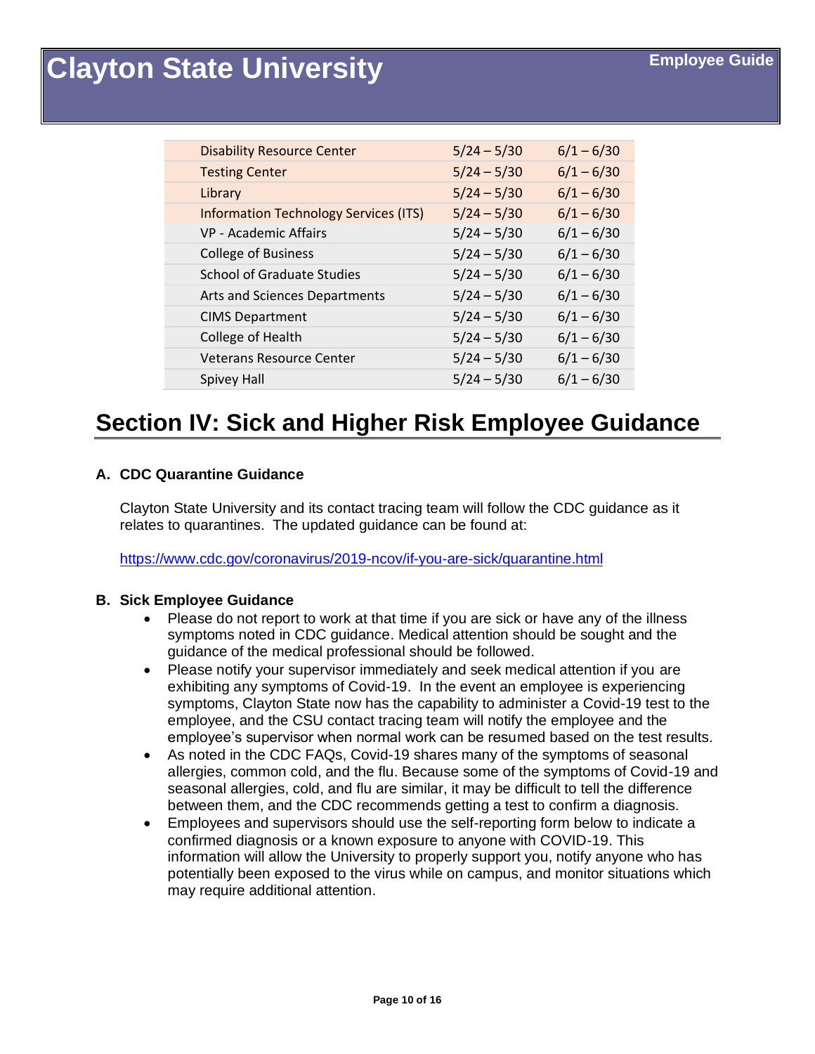| Disability Resource Center | 5/24 – 5/30 | 6/1 – 6/30 |
|---|---|---|
| Testing Center | 5/24 – 5/30 | 6/1 – 6/30 |
| Library | 5/24 – 5/30 | 6/1 – 6/30 |
| Information Technology Services (ITS) | 5/24 – 5/30 | 6/1 – 6/30 |
| VP - Academic Affairs | 5/24 – 5/30 | 6/1 – 6/30 |
| College of Business | 5/24 – 5/30 | 6/1 – 6/30 |
| School of Graduate Studies | 5/24 – 5/30 | 6/1 – 6/30 |
| Arts and Sciences Departments | 5/24 – 5/30 | 6/1 – 6/30 |
| CIMS Department | 5/24 – 5/30 | 6/1 – 6/30 |
| College of Health | 5/24 – 5/30 | 6/1 – 6/30 |
| Veterans Resource Center | 5/24 – 5/30 | 6/1 – 6/30 |
| Spivey Hall | 5/24 – 5/30 | 6/1 – 6/30 |

# Section IV: Sick and Higher Risk Employee Guidance

### A. CDC Quarantine Guidance

Clayton State University and its contact tracing team will follow the CDC guidance as it relates to quarantines. The updated guidance can be found at:

https://www.cdc.gov/coronavirus/2019-ncov/if-you-are-sick/quarantine.html

### B. Sick Employee Guidance

- Please do not report to work at that time if you are sick or have any of the illness symptoms noted in CDC guidance. Medical attention should be sought and the guidance of the medical professional should be followed.
- Please notify your supervisor immediately and seek medical attention if you are exhibiting any symptoms of Covid-19. In the event an employee is experiencing symptoms, Clayton State now has the capability to administer a Covid-19 test to the employee, and the CSU contact tracing team will notify the employee and the employee's supervisor when normal work can be resumed based on the test results.
- As noted in the CDC FAQs, Covid-19 shares many of the symptoms of seasonal allergies, common cold, and the flu. Because some of the symptoms of Covid-19 and seasonal allergies, cold, and flu are similar, it may be difficult to tell the difference between them, and the CDC recommends getting a test to confirm a diagnosis.
- Employees and supervisors should use the self-reporting form below to indicate a confirmed diagnosis or a known exposure to anyone with COVID-19. This information will allow the University to properly support you, notify anyone who has potentially been exposed to the virus while on campus, and monitor situations which may require additional attention.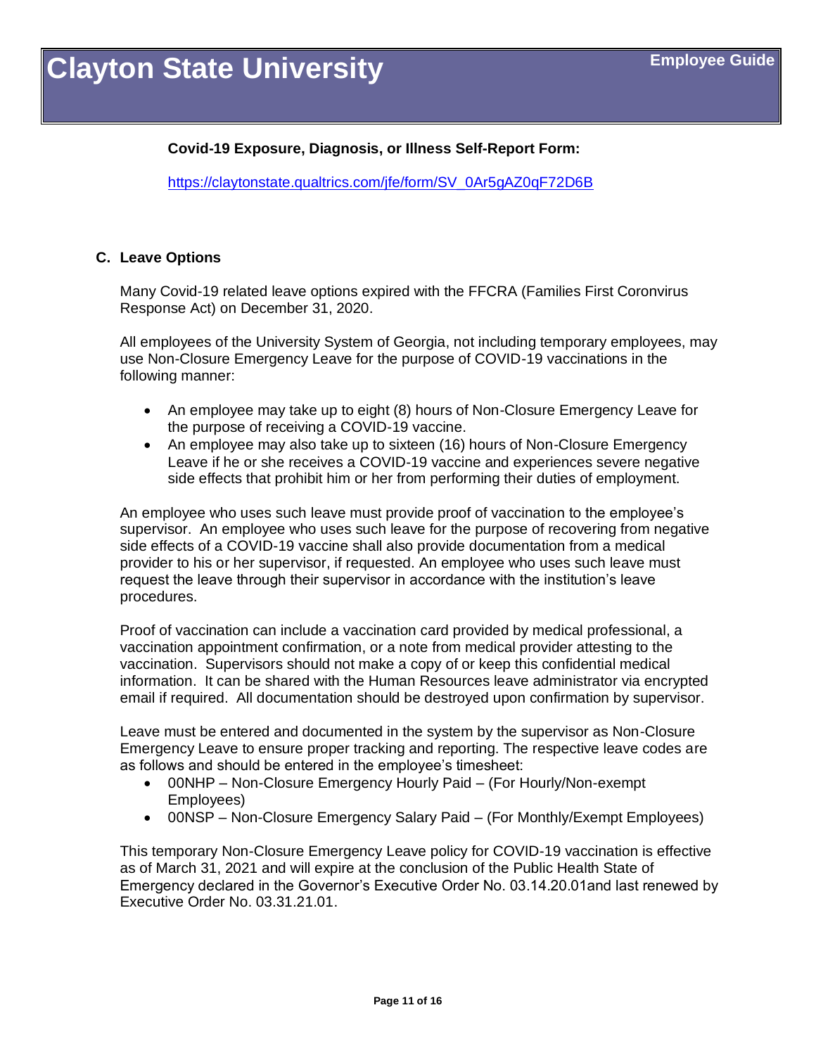**Covid-19 Exposure, Diagnosis, or Illness Self-Report Form:**

https://claytonstate.qualtrics.com/jfe/form/SV_0Ar5gAZ0qF72D6B

### C. Leave Options

Many Covid-19 related leave options expired with the FFCRA (Families First Coronvirus Response Act) on December 31, 2020.

All employees of the University System of Georgia, not including temporary employees, may use Non-Closure Emergency Leave for the purpose of COVID-19 vaccinations in the following manner:

- An employee may take up to eight (8) hours of Non-Closure Emergency Leave for the purpose of receiving a COVID-19 vaccine.
- An employee may also take up to sixteen (16) hours of Non-Closure Emergency Leave if he or she receives a COVID-19 vaccine and experiences severe negative side effects that prohibit him or her from performing their duties of employment.

An employee who uses such leave must provide proof of vaccination to the employee's supervisor. An employee who uses such leave for the purpose of recovering from negative side effects of a COVID-19 vaccine shall also provide documentation from a medical provider to his or her supervisor, if requested. An employee who uses such leave must request the leave through their supervisor in accordance with the institution's leave procedures.

Proof of vaccination can include a vaccination card provided by medical professional, a vaccination appointment confirmation, or a note from medical provider attesting to the vaccination. Supervisors should not make a copy of or keep this confidential medical information. It can be shared with the Human Resources leave administrator via encrypted email if required. All documentation should be destroyed upon confirmation by supervisor.

Leave must be entered and documented in the system by the supervisor as Non-Closure Emergency Leave to ensure proper tracking and reporting. The respective leave codes are as follows and should be entered in the employee's timesheet:

- 00NHP – Non-Closure Emergency Hourly Paid – (For Hourly/Non-exempt Employees)
- 00NSP – Non-Closure Emergency Salary Paid – (For Monthly/Exempt Employees)

This temporary Non-Closure Emergency Leave policy for COVID-19 vaccination is effective as of March 31, 2021 and will expire at the conclusion of the Public Health State of Emergency declared in the Governor's Executive Order No. 03.14.20.01and last renewed by Executive Order No. 03.31.21.01.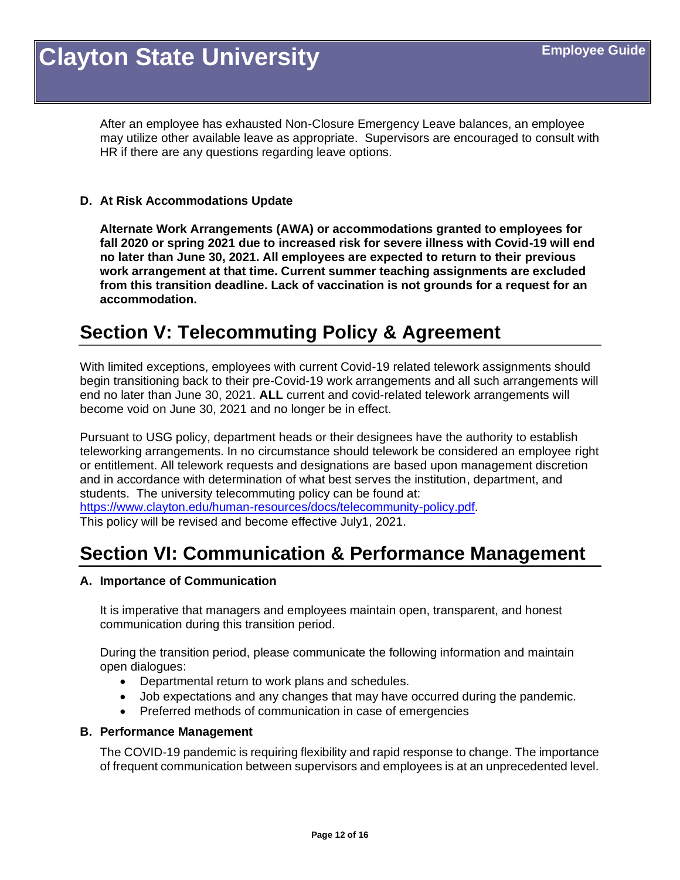After an employee has exhausted Non-Closure Emergency Leave balances, an employee may utilize other available leave as appropriate. Supervisors are encouraged to consult with HR if there are any questions regarding leave options.

### D. At Risk Accommodations Update

**Alternate Work Arrangements (AWA) or accommodations granted to employees for fall 2020 or spring 2021 due to increased risk for severe illness with Covid-19 will end no later than June 30, 2021. All employees are expected to return to their previous work arrangement at that time. Current summer teaching assignments are excluded from this transition deadline. Lack of vaccination is not grounds for a request for an accommodation.**

## Section V: Telecommuting Policy & Agreement

With limited exceptions, employees with current Covid-19 related telework assignments should begin transitioning back to their pre-Covid-19 work arrangements and all such arrangements will end no later than June 30, 2021. **ALL** current and covid-related telework arrangements will become void on June 30, 2021 and no longer be in effect.

Pursuant to USG policy, department heads or their designees have the authority to establish teleworking arrangements. In no circumstance should telework be considered an employee right or entitlement. All telework requests and designations are based upon management discretion and in accordance with determination of what best serves the institution, department, and students. The university telecommuting policy can be found at: [https://www.clayton.edu/human-resources/docs/telecommunity-policy.pdf](https://www.clayton.edu/human-resources/docs/telecommunity-policy.pdf).
This policy will be revised and become effective July1, 2021.

## Section VI: Communication & Performance Management

### A. Importance of Communication

It is imperative that managers and employees maintain open, transparent, and honest communication during this transition period.

During the transition period, please communicate the following information and maintain open dialogues:

- Departmental return to work plans and schedules.
- Job expectations and any changes that may have occurred during the pandemic.
- Preferred methods of communication in case of emergencies

### B. Performance Management

The COVID-19 pandemic is requiring flexibility and rapid response to change. The importance of frequent communication between supervisors and employees is at an unprecedented level.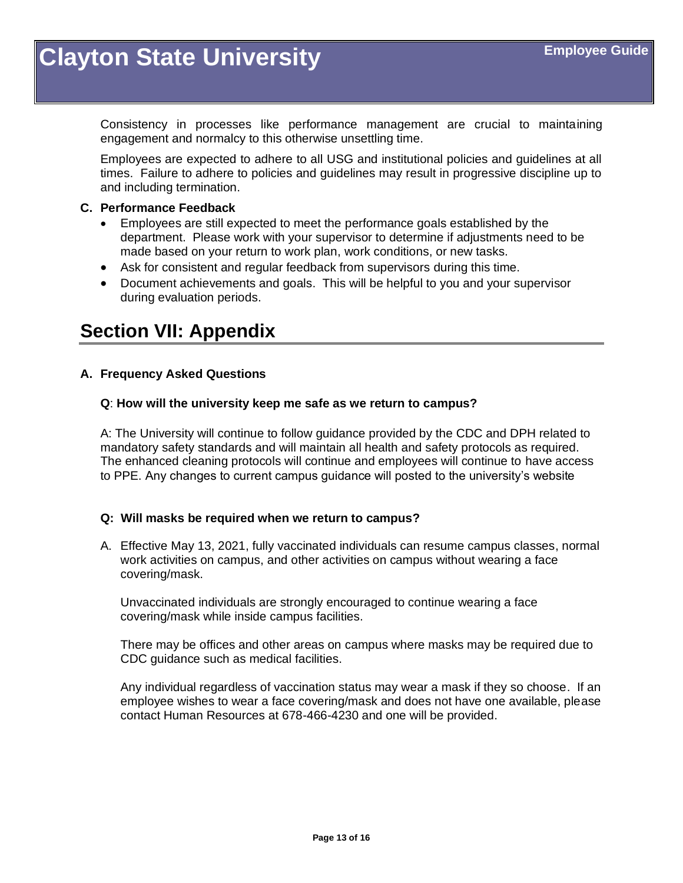Consistency in processes like performance management are crucial to maintaining engagement and normalcy to this otherwise unsettling time.

Employees are expected to adhere to all USG and institutional policies and guidelines at all times. Failure to adhere to policies and guidelines may result in progressive discipline up to and including termination.

**C. Performance Feedback**

- Employees are still expected to meet the performance goals established by the department. Please work with your supervisor to determine if adjustments need to be made based on your return to work plan, work conditions, or new tasks.
- Ask for consistent and regular feedback from supervisors during this time.
- Document achievements and goals. This will be helpful to you and your supervisor during evaluation periods.

## Section VII: Appendix

**A. Frequency Asked Questions**

**Q**: **How will the university keep me safe as we return to campus?**

A: The University will continue to follow guidance provided by the CDC and DPH related to mandatory safety standards and will maintain all health and safety protocols as required. The enhanced cleaning protocols will continue and employees will continue to have access to PPE. Any changes to current campus guidance will posted to the university's website

**Q: Will masks be required when we return to campus?**

A. Effective May 13, 2021, fully vaccinated individuals can resume campus classes, normal work activities on campus, and other activities on campus without wearing a face covering/mask.

Unvaccinated individuals are strongly encouraged to continue wearing a face covering/mask while inside campus facilities.

There may be offices and other areas on campus where masks may be required due to CDC guidance such as medical facilities.

Any individual regardless of vaccination status may wear a mask if they so choose. If an employee wishes to wear a face covering/mask and does not have one available, please contact Human Resources at 678-466-4230 and one will be provided.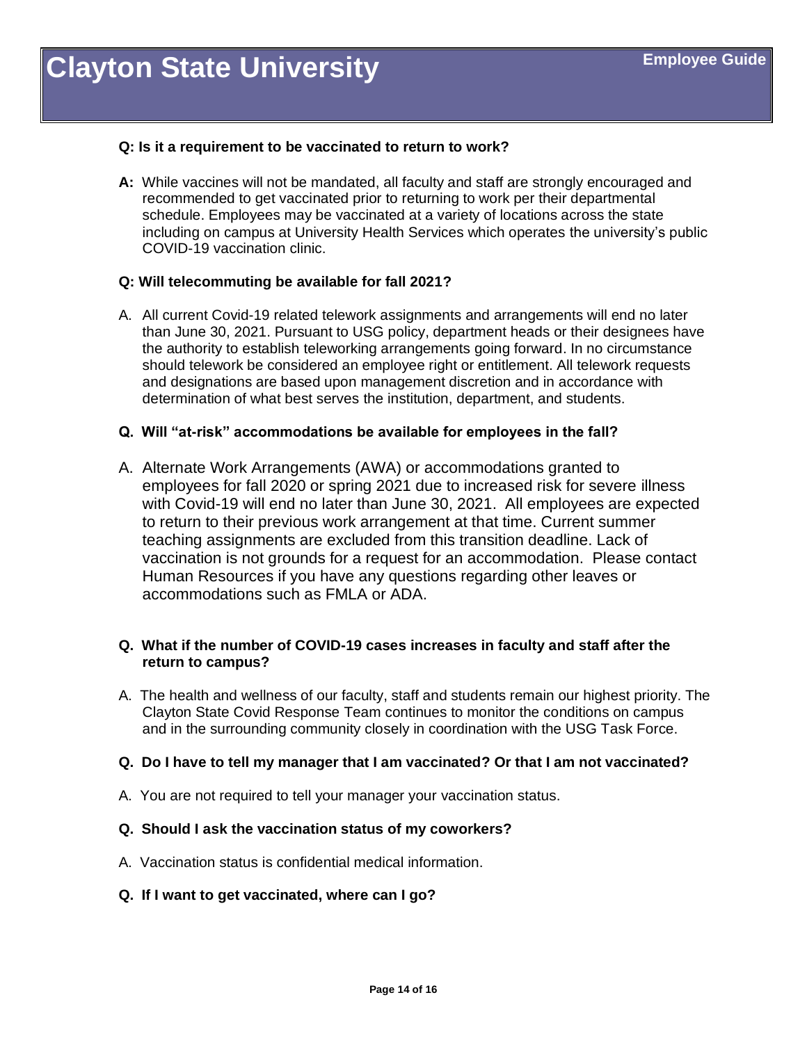**Q: Is it a requirement to be vaccinated to return to work?**

**A:** While vaccines will not be mandated, all faculty and staff are strongly encouraged and recommended to get vaccinated prior to returning to work per their departmental schedule. Employees may be vaccinated at a variety of locations across the state including on campus at University Health Services which operates the university's public COVID-19 vaccination clinic.

**Q: Will telecommuting be available for fall 2021?**

A. All current Covid-19 related telework assignments and arrangements will end no later than June 30, 2021. Pursuant to USG policy, department heads or their designees have the authority to establish teleworking arrangements going forward. In no circumstance should telework be considered an employee right or entitlement. All telework requests and designations are based upon management discretion and in accordance with determination of what best serves the institution, department, and students.

**Q. Will "at-risk" accommodations be available for employees in the fall?**

A. Alternate Work Arrangements (AWA) or accommodations granted to employees for fall 2020 or spring 2021 due to increased risk for severe illness with Covid-19 will end no later than June 30, 2021. All employees are expected to return to their previous work arrangement at that time. Current summer teaching assignments are excluded from this transition deadline. Lack of vaccination is not grounds for a request for an accommodation. Please contact Human Resources if you have any questions regarding other leaves or accommodations such as FMLA or ADA.

**Q. What if the number of COVID-19 cases increases in faculty and staff after the return to campus?**

A. The health and wellness of our faculty, staff and students remain our highest priority. The Clayton State Covid Response Team continues to monitor the conditions on campus and in the surrounding community closely in coordination with the USG Task Force.

**Q. Do I have to tell my manager that I am vaccinated? Or that I am not vaccinated?**

A. You are not required to tell your manager your vaccination status.

**Q. Should I ask the vaccination status of my coworkers?**

A. Vaccination status is confidential medical information.

**Q. If I want to get vaccinated, where can I go?**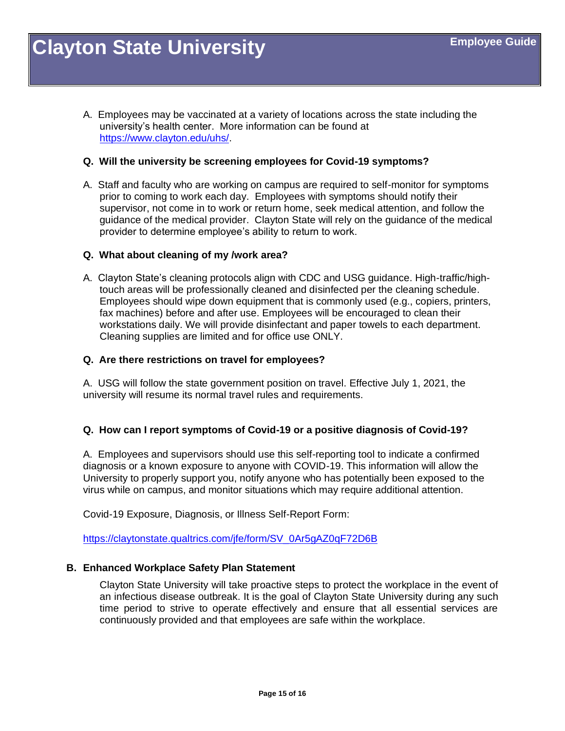A. Employees may be vaccinated at a variety of locations across the state including the university's health center. More information can be found at [https://www.clayton.edu/uhs/](https://www.clayton.edu/uhs/).

**Q. Will the university be screening employees for Covid-19 symptoms?**

A. Staff and faculty who are working on campus are required to self-monitor for symptoms prior to coming to work each day. Employees with symptoms should notify their supervisor, not come in to work or return home, seek medical attention, and follow the guidance of the medical provider. Clayton State will rely on the guidance of the medical provider to determine employee's ability to return to work.

**Q. What about cleaning of my /work area?**

A. Clayton State's cleaning protocols align with CDC and USG guidance. High-traffic/high-touch areas will be professionally cleaned and disinfected per the cleaning schedule. Employees should wipe down equipment that is commonly used (e.g., copiers, printers, fax machines) before and after use. Employees will be encouraged to clean their workstations daily. We will provide disinfectant and paper towels to each department. Cleaning supplies are limited and for office use ONLY.

**Q. Are there restrictions on travel for employees?**

A. USG will follow the state government position on travel. Effective July 1, 2021, the university will resume its normal travel rules and requirements.

**Q. How can I report symptoms of Covid-19 or a positive diagnosis of Covid-19?**

A. Employees and supervisors should use this self-reporting tool to indicate a confirmed diagnosis or a known exposure to anyone with COVID-19. This information will allow the University to properly support you, notify anyone who has potentially been exposed to the virus while on campus, and monitor situations which may require additional attention.

Covid-19 Exposure, Diagnosis, or Illness Self-Report Form:

[https://claytonstate.qualtrics.com/jfe/form/SV_0Ar5gAZ0qF72D6B](https://claytonstate.qualtrics.com/jfe/form/SV_0Ar5gAZ0qF72D6B)

## B. Enhanced Workplace Safety Plan Statement

Clayton State University will take proactive steps to protect the workplace in the event of an infectious disease outbreak. It is the goal of Clayton State University during any such time period to strive to operate effectively and ensure that all essential services are continuously provided and that employees are safe within the workplace.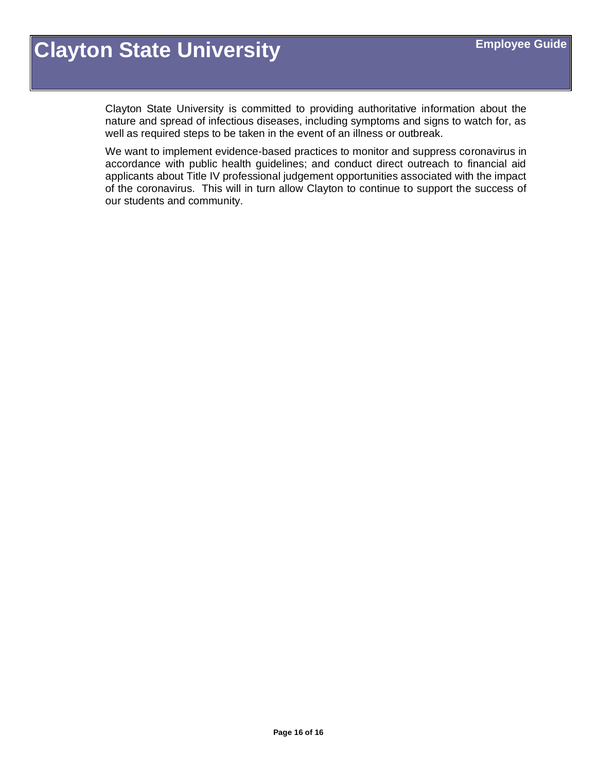Clayton State University is committed to providing authoritative information about the nature and spread of infectious diseases, including symptoms and signs to watch for, as well as required steps to be taken in the event of an illness or outbreak.

We want to implement evidence-based practices to monitor and suppress coronavirus in accordance with public health guidelines; and conduct direct outreach to financial aid applicants about Title IV professional judgement opportunities associated with the impact of the coronavirus. This will in turn allow Clayton to continue to support the success of our students and community.